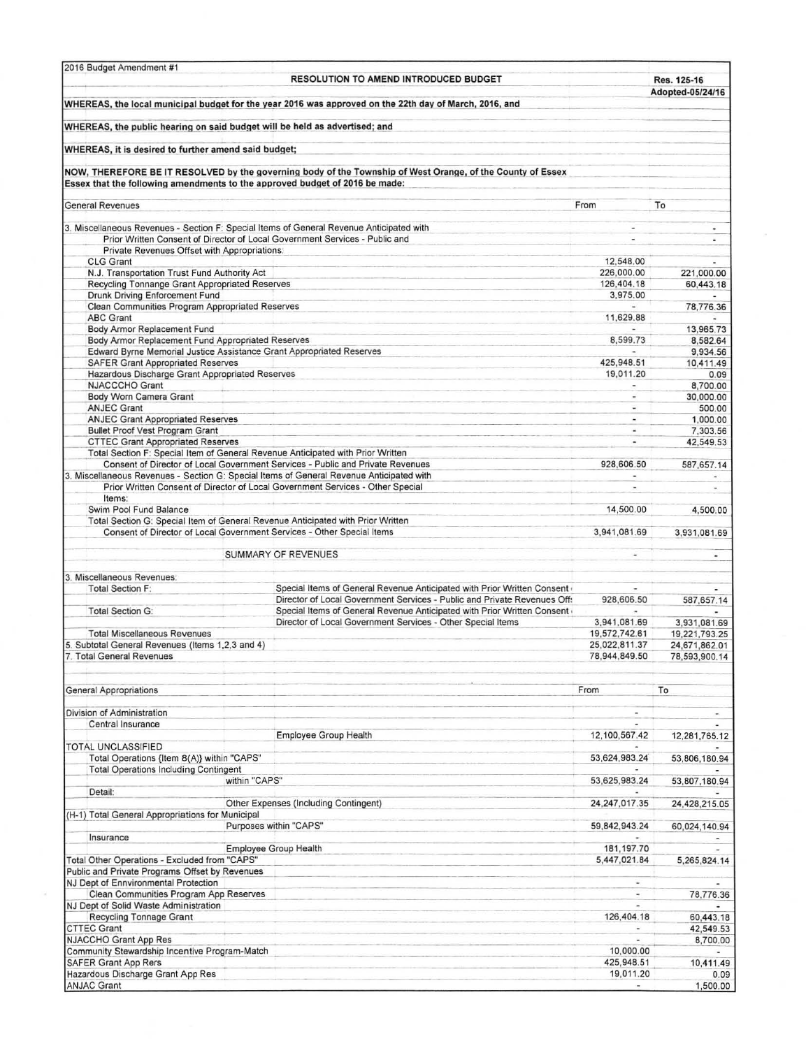2016 Budget Amendment #1

**RESOLUTION TO AMEND INTRODUCED BUDGET**

Res. 125-16
Adopted-05/24/16

**WHEREAS, the local municipal budget for the year 2016 was approved on the 22th day of March, 2016, and**

**WHEREAS, the public hearing on said budget will be held as advertised; and**

**WHEREAS, it is desired to further amend said budget;**

**NOW, THEREFORE BE IT RESOLVED by the governing body of the Township of West Orange, of the County of Essex Essex that the following amendments to the approved budget of 2016 be made:**

| General Revenues | | From | To |
|---|---|---|---|
| 3. Miscellaneous Revenues - Section F: Special Items of General Revenue Anticipated with | | - | - |
| Prior Written Consent of Director of Local Government Services - Public and | | - | - |
| Private Revenues Offset with Appropriations: | | | |
| CLG Grant | | 12,548.00 | - |
| N.J. Transportation Trust Fund Authority Act | | 226,000.00 | 221,000.00 |
| Recycling Tonnange Grant Appropriated Reserves | | 126,404.18 | 60,443.18 |
| Drunk Driving Enforcement Fund | | 3,975.00 | - |
| Clean Communities Program Appropriated Reserves | | - | 78,776.36 |
| ABC Grant | | 11,629.88 | - |
| Body Armor Replacement Fund | | - | 13,965.73 |
| Body Armor Replacement Fund Appropriated Reserves | | 8,599.73 | 8,582.64 |
| Edward Byrne Memorial Justice Assistance Grant Appropriated Reserves | | - | 9,934.56 |
| SAFER Grant Appropriated Reserves | | 425,948.51 | 10,411.49 |
| Hazardous Discharge Grant Appropriated Reserves | | 19,011.20 | 0.09 |
| NJACCCHO Grant | | - | 8,700.00 |
| Body Worn Camera Grant | | - | 30,000.00 |
| ANJEC Grant | | - | 500.00 |
| ANJEC Grant Appropriated Reserves | | - | 1,000.00 |
| Bullet Proof Vest Program Grant | | - | 7,303.56 |
| CTTEC Grant Appropriated Reserves | | - | 42,549.53 |
| Total Section F: Special Item of General Revenue Anticipated with Prior Written | | | |
| Consent of Director of Local Government Services - Public and Private Revenues | | 928,606.50 | 587,657.14 |
| 3. Miscellaneous Revenues - Section G: Special Items of General Revenue Anticipated with | | - | - |
| Prior Written Consent of Director of Local Government Services - Other Special | | - | - |
| Items: | | | |
| Swim Pool Fund Balance | | 14,500.00 | 4,500.00 |
| Total Section G: Special Item of General Revenue Anticipated with Prior Written | | | |
| Consent of Director of Local Government Services - Other Special Items | | 3,941,081.69 | 3,931,081.69 |
| | SUMMARY OF REVENUES | - | - |
| 3. Miscellaneous Revenues: | | | |
| Total Section F: | Special Items of General Revenue Anticipated with Prior Written Consent | - | - |
| | Director of Local Government Services - Public and Private Revenues Off | 928,606.50 | 587,657.14 |
| Total Section G: | Special Items of General Revenue Anticipated with Prior Written Consent | - | - |
| | Director of Local Government Services - Other Special Items | 3,941,081.69 | 3,931,081.69 |
| Total Miscellaneous Revenues | | 19,572,742.61 | 19,221,793.25 |
| 5. Subtotal General Revenues (Items 1,2,3 and 4) | | 25,022,811.37 | 24,671,862.01 |
| 7. Total General Revenues | | 78,944,849.50 | 78,593,900.14 |

| General Appropriations | | From | To |
|---|---|---|---|
| Division of Administration | | - | - |
| Central Insurance | | - | - |
| | Employee Group Health | 12,100,567.42 | 12,281,765.12 |
| TOTAL UNCLASSIFIED | | - | - |
| Total Operations {Item 8(A)} within "CAPS" | | 53,624,983.24 | 53,806,180.94 |
| Total Operations Including Contingent | | - | - |
| | within "CAPS" | 53,625,983.24 | 53,807,180.94 |
| Detail: | | - | - |
| | Other Expenses (Including Contingent) | 24,247,017.35 | 24,428,215.05 |
| (H-1) Total General Appropriations for Municipal | | | |
| | Purposes within "CAPS" | 59,842,943.24 | 60,024,140.94 |
| Insurance | | - | - |
| | Employee Group Health | 181,197.70 | - |
| Total Other Operations - Excluded from "CAPS" | | 5,447,021.84 | 5,265,824.14 |
| Public and Private Programs Offset by Revenues | | | |
| NJ Dept of Ennvironmental Protection | | - | - |
| Clean Communities Program App Reserves | | - | 78,776.36 |
| NJ Dept of Solid Waste Administration | | - | - |
| Recycling Tonnage Grant | | 126,404.18 | 60,443.18 |
| CTTEC Grant | | - | 42,549.53 |
| NJACCHO Grant App Res | | - | 8,700.00 |
| Community Stewardship Incentive Program-Match | | 10,000.00 | - |
| SAFER Grant App Rers | | 425,948.51 | 10,411.49 |
| Hazardous Discharge Grant App Res | | 19,011.20 | 0.09 |
| ANJAC Grant | | - | 1,500.00 |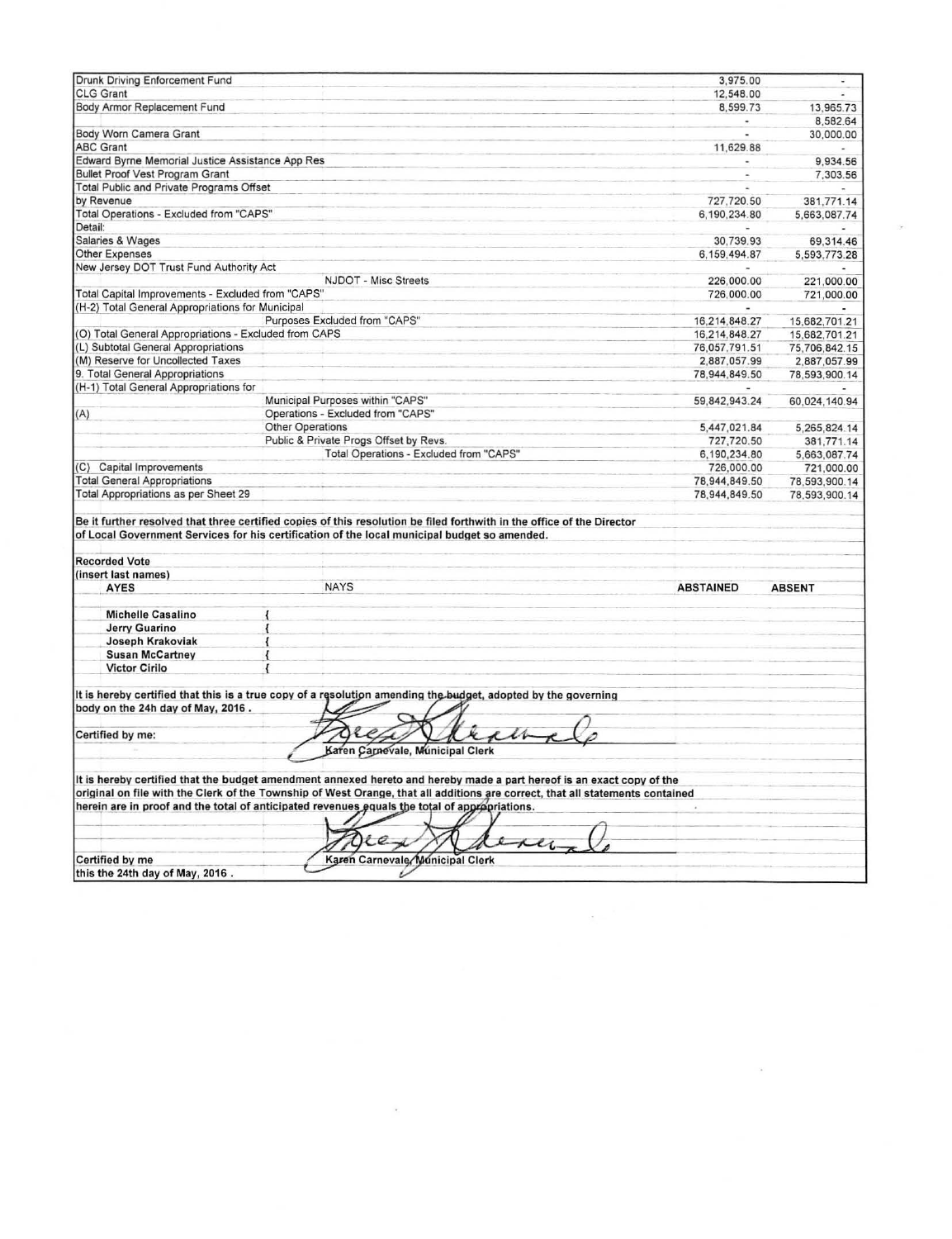| | | | |
|---|---|---|---|
| Drunk Driving Enforcement Fund | | 3,975.00 | - |
| CLG Grant | | 12,548.00 | - |
| Body Armor Replacement Fund | | 8,599.73 | 13,965.73 |
| | | - | 8,582.64 |
| Body Worn Camera Grant | | - | 30,000.00 |
| ABC Grant | | 11,629.88 | - |
| Edward Byrne Memorial Justice Assistance App Res | | - | 9,934.56 |
| Bullet Proof Vest Program Grant | | - | 7,303.56 |
| Total Public and Private Programs Offset | | - | - |
| by Revenue | | 727,720.50 | 381,771.14 |
| Total Operations - Excluded from "CAPS" | | 6,190,234.80 | 5,663,087.74 |
| Detail: | | - | - |
| Salaries & Wages | | 30,739.93 | 69,314.46 |
| Other Expenses | | 6,159,494.87 | 5,593,773.28 |
| New Jersey DOT Trust Fund Authority Act | | - | - |
| | NJDOT - Misc Streets | 226,000.00 | 221,000.00 |
| Total Capital Improvements - Excluded from "CAPS" | | 726,000.00 | 721,000.00 |
| (H-2) Total General Appropriations for Municipal | | - | - |
| | Purposes Excluded from "CAPS" | 16,214,848.27 | 15,682,701.21 |
| (O) Total General Appropriations - Excluded from CAPS | | 16,214,848.27 | 15,682,701.21 |
| (L) Subtotal General Appropriations | | 76,057,791.51 | 75,706,842.15 |
| (M) Reserve for Uncollected Taxes | | 2,887,057.99 | 2,887,057.99 |
| 9. Total General Appropriations | | 78,944,849.50 | 78,593,900.14 |
| (H-1) Total General Appropriations for | | - | - |
| | Municipal Purposes within "CAPS" | 59,842,943.24 | 60,024,140.94 |
| (A) | Operations - Excluded from "CAPS" | | |
| | Other Operations | 5,447,021.84 | 5,265,824.14 |
| | Public & Private Progs Offset by Revs. | 727,720.50 | 381,771.14 |
| | Total Operations - Excluded from "CAPS" | 6,190,234.80 | 5,663,087.74 |
| (C) Capital Improvements | | 726,000.00 | 721,000.00 |
| Total General Appropriations | | 78,944,849.50 | 78,593,900.14 |
| Total Appropriations as per Sheet 29 | | 78,944,849.50 | 78,593,900.14 |

**Be it further resolved that three certified copies of this resolution be filed forthwith in the office of the Director of Local Government Services for his certification of the local municipal budget so amended.**

**Recorded Vote**
**(insert last names)**

| AYES | | NAYS | ABSTAINED | ABSENT |
|---|---|---|---|---|
| Michelle Casalino | { | | | |
| Jerry Guarino | { | | | |
| Joseph Krakoviak | { | | | |
| Susan McCartney | { | | | |
| Victor Cirilo | { | | | |

It is hereby certified that this is a true copy of a resolution amending the budget, adopted by the governing body on the 24h day of May, 2016 .

Certified by me:

Karen Carnevale, Municipal Clerk

It is hereby certified that the budget amendment annexed hereto and hereby made a part hereof is an exact copy of the original on file with the Clerk of the Township of West Orange, that all additions are correct, that all statements contained herein are in proof and the total of anticipated revenues equals the total of appropriations.

Certified by me
this the 24th day of May, 2016 .

Karen Carnevale, Municipal Clerk